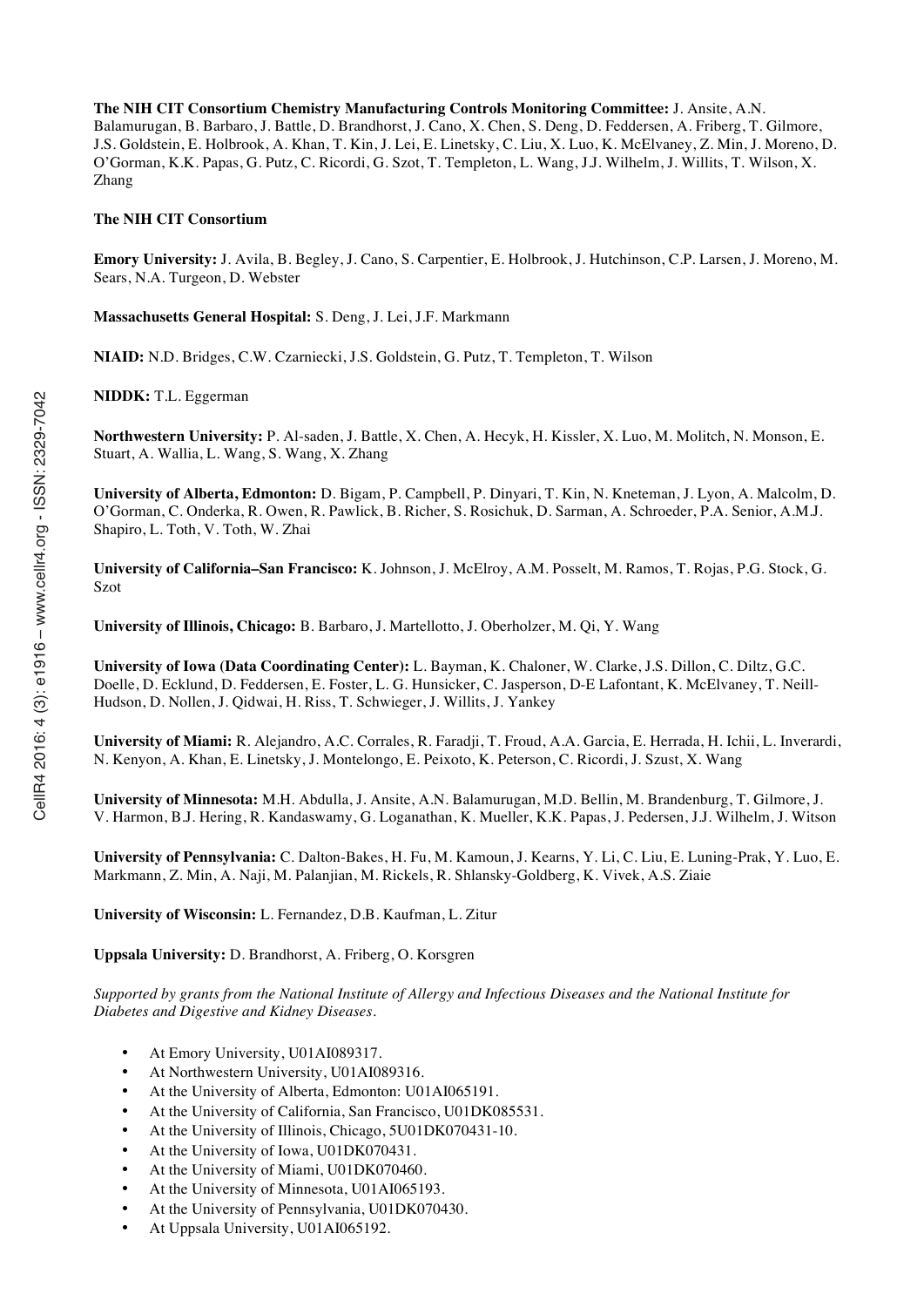**The NIH CIT Consortium Chemistry Manufacturing Controls Monitoring Committee:** J. Ansite, A.N. Balamurugan, B. Barbaro, J. Battle, D. Brandhorst, J. Cano, X. Chen, S. Deng, D. Feddersen, A. Friberg, T. Gilmore, J.S. Goldstein, E. Holbrook, A. Khan, T. Kin, J. Lei, E. Linetsky, C. Liu, X. Luo, K. McElvaney, Z. Min, J. Moreno, D. O'Gorman, K.K. Papas, G. Putz, C. Ricordi, G. Szot, T. Templeton, L. Wang, J.J. Wilhelm, J. Willits, T. Wilson, X. Zhang

**The NIH CIT Consortium**

**Emory University:** J. Avila, B. Begley, J. Cano, S. Carpentier, E. Holbrook, J. Hutchinson, C.P. Larsen, J. Moreno, M. Sears, N.A. Turgeon, D. Webster

**Massachusetts General Hospital:** S. Deng, J. Lei, J.F. Markmann

**NIAID:** N.D. Bridges, C.W. Czarniecki, J.S. Goldstein, G. Putz, T. Templeton, T. Wilson

**NIDDK:** T.L. Eggerman

**Northwestern University:** P. Al-saden, J. Battle, X. Chen, A. Hecyk, H. Kissler, X. Luo, M. Molitch, N. Monson, E. Stuart, A. Wallia, L. Wang, S. Wang, X. Zhang

**University of Alberta, Edmonton:** D. Bigam, P. Campbell, P. Dinyari, T. Kin, N. Kneteman, J. Lyon, A. Malcolm, D. O'Gorman, C. Onderka, R. Owen, R. Pawlick, B. Richer, S. Rosichuk, D. Sarman, A. Schroeder, P.A. Senior, A.M.J. Shapiro, L. Toth, V. Toth, W. Zhai

**University of California–San Francisco:** K. Johnson, J. McElroy, A.M. Posselt, M. Ramos, T. Rojas, P.G. Stock, G. Szot

**University of Illinois, Chicago:** B. Barbaro, J. Martellotto, J. Oberholzer, M. Qi, Y. Wang

**University of Iowa (Data Coordinating Center):** L. Bayman, K. Chaloner, W. Clarke, J.S. Dillon, C. Diltz, G.C. Doelle, D. Ecklund, D. Feddersen, E. Foster, L. G. Hunsicker, C. Jasperson, D-E Lafontant, K. McElvaney, T. Neill-Hudson, D. Nollen, J. Qidwai, H. Riss, T. Schwieger, J. Willits, J. Yankey

**University of Miami:** R. Alejandro, A.C. Corrales, R. Faradji, T. Froud, A.A. Garcia, E. Herrada, H. Ichii, L. Inverardi, N. Kenyon, A. Khan, E. Linetsky, J. Montelongo, E. Peixoto, K. Peterson, C. Ricordi, J. Szust, X. Wang

**University of Minnesota:** M.H. Abdulla, J. Ansite, A.N. Balamurugan, M.D. Bellin, M. Brandenburg, T. Gilmore, J. V. Harmon, B.J. Hering, R. Kandaswamy, G. Loganathan, K. Mueller, K.K. Papas, J. Pedersen, J.J. Wilhelm, J. Witson

**University of Pennsylvania:** C. Dalton-Bakes, H. Fu, M. Kamoun, J. Kearns, Y. Li, C. Liu, E. Luning-Prak, Y. Luo, E. Markmann, Z. Min, A. Naji, M. Palanjian, M. Rickels, R. Shlansky-Goldberg, K. Vivek, A.S. Ziaie

**University of Wisconsin:** L. Fernandez, D.B. Kaufman, L. Zitur

**Uppsala University:** D. Brandhorst, A. Friberg, O. Korsgren

*Supported by grants from the National Institute of Allergy and Infectious Diseases and the National Institute for Diabetes and Digestive and Kidney Diseases.*

- At Emory University, U01AI089317.
- At Northwestern University, U01AI089316.
- At the University of Alberta, Edmonton: U01AI065191.
- At the University of California, San Francisco, U01DK085531.
- At the University of Illinois, Chicago, 5U01DK070431-10.
- At the University of Iowa, U01DK070431.
- At the University of Miami, U01DK070460.
- At the University of Minnesota, U01AI065193.
- At the University of Pennsylvania, U01DK070430.
- At Uppsala University, U01AI065192.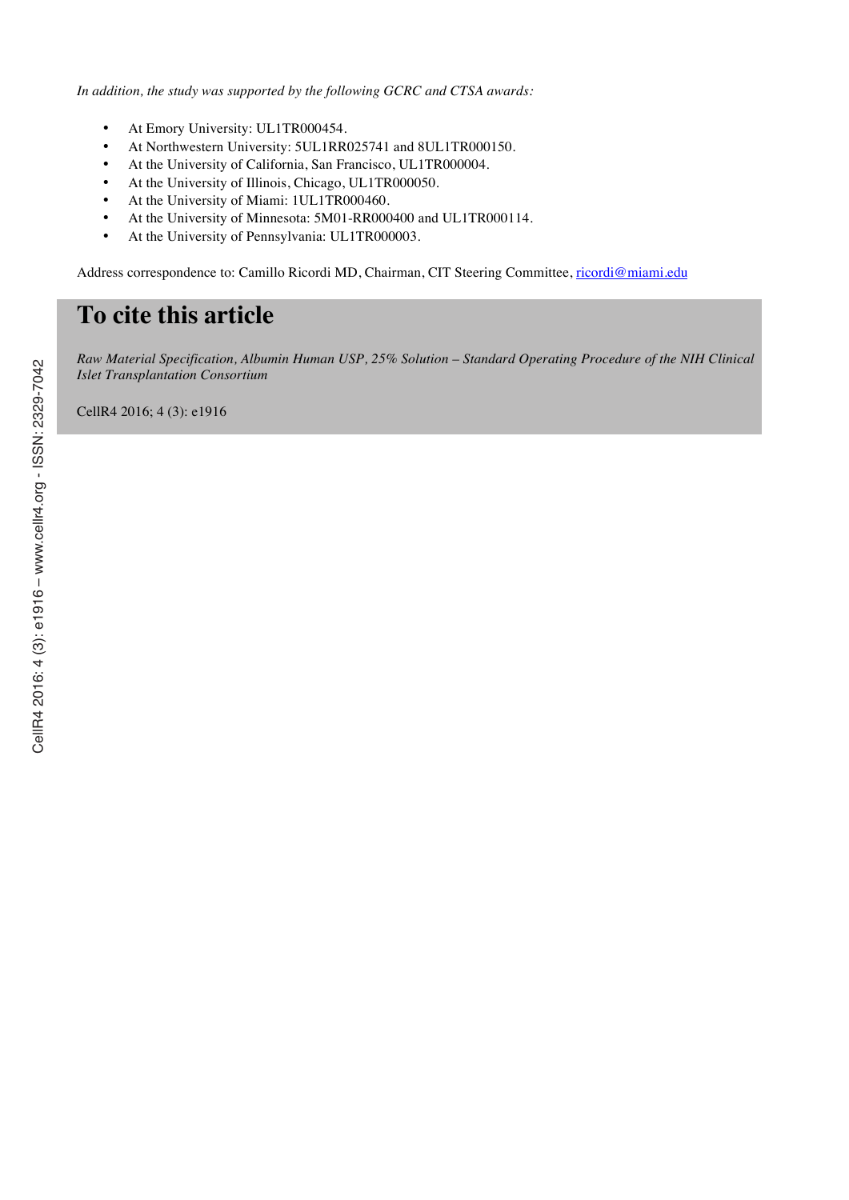*In addition, the study was supported by the following GCRC and CTSA awards:*

- At Emory University: UL1TR000454.
- At Northwestern University: 5UL1RR025741 and 8UL1TR000150.
- At the University of California, San Francisco, UL1TR000004.
- At the University of Illinois, Chicago, UL1TR000050.
- At the University of Miami: 1UL1TR000460.
- At the University of Minnesota: 5M01-RR000400 and UL1TR000114.
- At the University of Pennsylvania: UL1TR000003.

Address correspondence to: Camillo Ricordi MD, Chairman, CIT Steering Committee, ricordi@miami.edu

# To cite this article

*Raw Material Specification, Albumin Human USP, 25% Solution – Standard Operating Procedure of the NIH Clinical Islet Transplantation Consortium*

CellR4 2016; 4 (3): e1916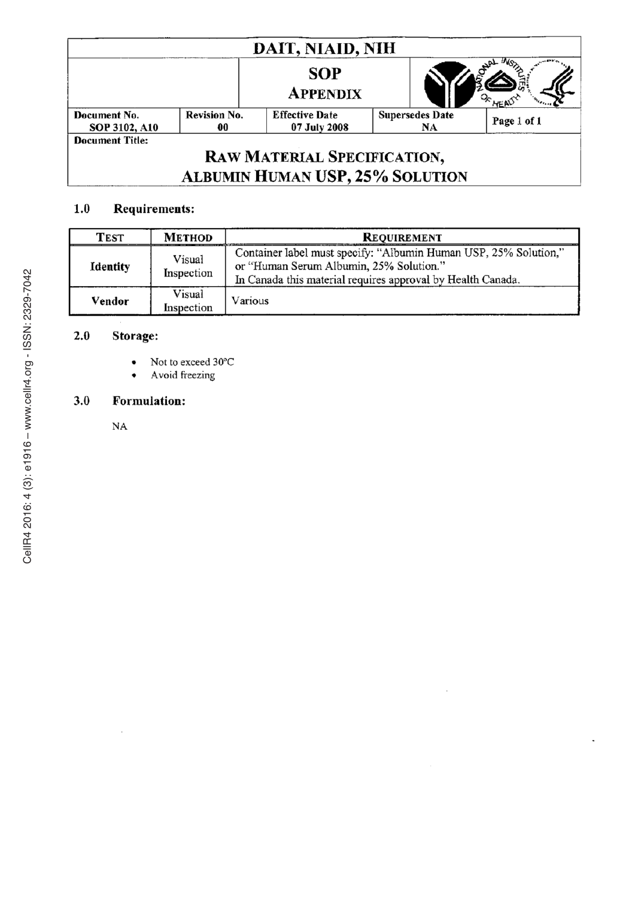| DAIT, NIAID, NIH | | | | |
|---|---|---|---|---|
| | | SOP APPENDIX | | |
| **Document No.** SOP 3102, A10 | **Revision No.** 00 | **Effective Date** 07 July 2008 | **Supersedes Date** NA | **Page 1 of 1** |

**Document Title:**

# RAW MATERIAL SPECIFICATION, ALBUMIN HUMAN USP, 25% SOLUTION

## 1.0 Requirements:

| TEST | METHOD | REQUIREMENT |
|---|---|---|
| **Identity** | Visual Inspection | Container label must specify: "Albumin Human USP, 25% Solution," or "Human Serum Albumin, 25% Solution." In Canada this material requires approval by Health Canada. |
| **Vendor** | Visual Inspection | Various |

## 2.0 Storage:

- Not to exceed 30°C
- Avoid freezing

## 3.0 Formulation:

NA